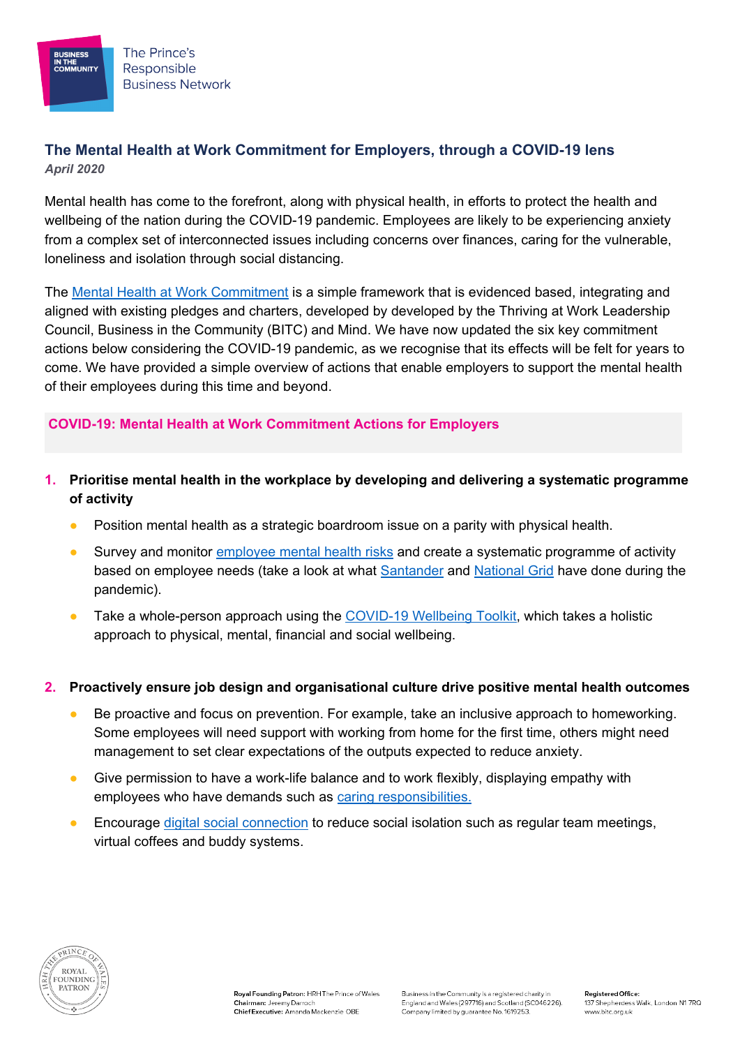# The Mental Health at Work Commitment for Employers, through a COVID-19 lens

*April 2020*

Mental health has come to the forefront, along with physical health, in efforts to protect the health and wellbeing of the nation during the COVID-19 pandemic. Employees are likely to be experiencing anxiety from a complex set of interconnected issues including concerns over finances, caring for the vulnerable, loneliness and isolation through social distancing.

The Mental Health at Work Commitment is a simple framework that is evidenced based, integrating and aligned with existing pledges and charters, developed by developed by the Thriving at Work Leadership Council, Business in the Community (BITC) and Mind. We have now updated the six key commitment actions below considering the COVID-19 pandemic, as we recognise that its effects will be felt for years to come. We have provided a simple overview of actions that enable employers to support the mental health of their employees during this time and beyond.

## COVID-19: Mental Health at Work Commitment Actions for Employers

1. **Prioritise mental health in the workplace by developing and delivering a systematic programme of activity**
   - Position mental health as a strategic boardroom issue on a parity with physical health.
   - Survey and monitor employee mental health risks and create a systematic programme of activity based on employee needs (take a look at what Santander and National Grid have done during the pandemic).
   - Take a whole-person approach using the COVID-19 Wellbeing Toolkit, which takes a holistic approach to physical, mental, financial and social wellbeing.

2. **Proactively ensure job design and organisational culture drive positive mental health outcomes**
   - Be proactive and focus on prevention. For example, take an inclusive approach to homeworking. Some employees will need support with working from home for the first time, others might need management to set clear expectations of the outputs expected to reduce anxiety.
   - Give permission to have a work-life balance and to work flexibly, displaying empathy with employees who have demands such as caring responsibilities.
   - Encourage digital social connection to reduce social isolation such as regular team meetings, virtual coffees and buddy systems.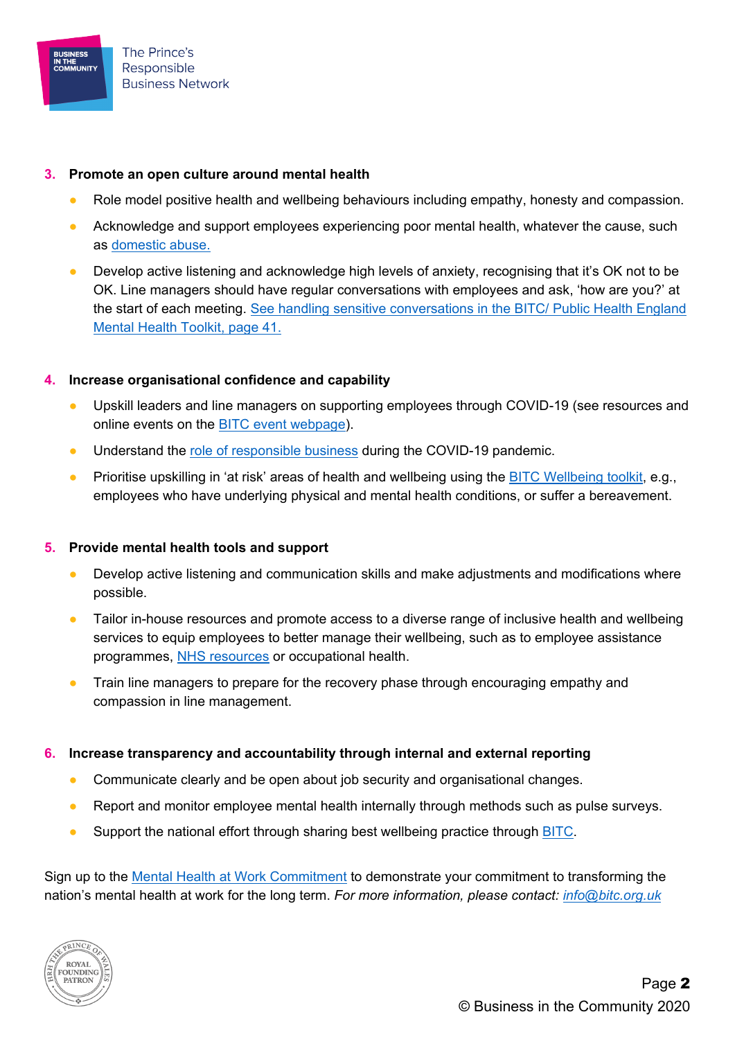3. **Promote an open culture around mental health**
   - Role model positive health and wellbeing behaviours including empathy, honesty and compassion.
   - Acknowledge and support employees experiencing poor mental health, whatever the cause, such as domestic abuse.
   - Develop active listening and acknowledge high levels of anxiety, recognising that it's OK not to be OK. Line managers should have regular conversations with employees and ask, 'how are you?' at the start of each meeting. See handling sensitive conversations in the BITC/ Public Health England Mental Health Toolkit, page 41.

4. **Increase organisational confidence and capability**
   - Upskill leaders and line managers on supporting employees through COVID-19 (see resources and online events on the BITC event webpage).
   - Understand the role of responsible business during the COVID-19 pandemic.
   - Prioritise upskilling in 'at risk' areas of health and wellbeing using the BITC Wellbeing toolkit, e.g., employees who have underlying physical and mental health conditions, or suffer a bereavement.

5. **Provide mental health tools and support**
   - Develop active listening and communication skills and make adjustments and modifications where possible.
   - Tailor in-house resources and promote access to a diverse range of inclusive health and wellbeing services to equip employees to better manage their wellbeing, such as to employee assistance programmes, NHS resources or occupational health.
   - Train line managers to prepare for the recovery phase through encouraging empathy and compassion in line management.

6. **Increase transparency and accountability through internal and external reporting**
   - Communicate clearly and be open about job security and organisational changes.
   - Report and monitor employee mental health internally through methods such as pulse surveys.
   - Support the national effort through sharing best wellbeing practice through BITC.

Sign up to the Mental Health at Work Commitment to demonstrate your commitment to transforming the nation's mental health at work for the long term. *For more information, please contact: info@bitc.org.uk*

© Business in the Community 2020